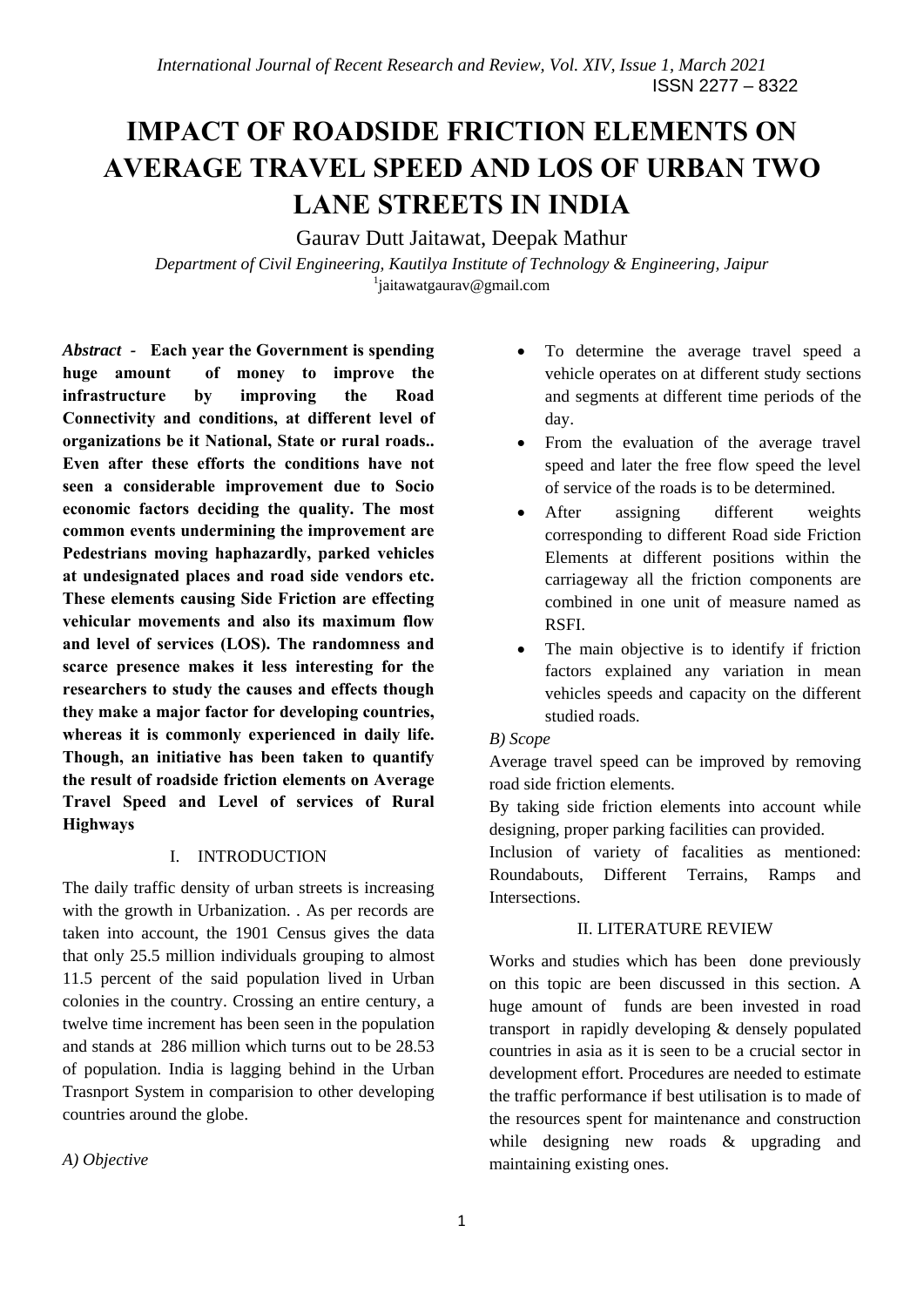# IMPACT OF ROADSIDE FRICTION ELEMENTS ON AVERAGE TRAVEL SPEED AND LOS OF URBAN TWO LANE STREETS IN INDIA

Gaurav Dutt Jaitawat, Deepak Mathur

*Department of Civil Engineering, Kautilya Institute of Technology & Engineering, Jaipur*

[1]jaitawatgaurav@gmail.com

***Abstract*** - **Each year the Government is spending huge amount of money to improve the infrastructure by improving the Road Connectivity and conditions, at different level of organizations be it National, State or rural roads.. Even after these efforts the conditions have not seen a considerable improvement due to Socio economic factors deciding the quality. The most common events undermining the improvement are Pedestrians moving haphazardly, parked vehicles at undesignated places and road side vendors etc. These elements causing Side Friction are effecting vehicular movements and also its maximum flow and level of services (LOS). The randomness and scarce presence makes it less interesting for the researchers to study the causes and effects though they make a major factor for developing countries, whereas it is commonly experienced in daily life. Though, an initiative has been taken to quantify the result of roadside friction elements on Average Travel Speed and Level of services of Rural Highways**

## I. INTRODUCTION

The daily traffic density of urban streets is increasing with the growth in Urbanization. . As per records are taken into account, the 1901 Census gives the data that only 25.5 million individuals grouping to almost 11.5 percent of the said population lived in Urban colonies in the country. Crossing an entire century, a twelve time increment has been seen in the population and stands at 286 million which turns out to be 28.53 of population. India is lagging behind in the Urban Trasnport System in comparision to other developing countries around the globe.

*A) Objective*

- To determine the average travel speed a vehicle operates on at different study sections and segments at different time periods of the day.
- From the evaluation of the average travel speed and later the free flow speed the level of service of the roads is to be determined.
- After assigning different weights corresponding to different Road side Friction Elements at different positions within the carriageway all the friction components are combined in one unit of measure named as RSFI.
- The main objective is to identify if friction factors explained any variation in mean vehicles speeds and capacity on the different studied roads.

*B) Scope*

Average travel speed can be improved by removing road side friction elements.

By taking side friction elements into account while designing, proper parking facilities can provided.

Inclusion of variety of facalities as mentioned: Roundabouts, Different Terrains, Ramps and Intersections.

## II. LITERATURE REVIEW

Works and studies which has been done previously on this topic are been discussed in this section. A huge amount of funds are been invested in road transport in rapidly developing & densely populated countries in asia as it is seen to be a crucial sector in development effort. Procedures are needed to estimate the traffic performance if best utilisation is to made of the resources spent for maintenance and construction while designing new roads & upgrading and maintaining existing ones.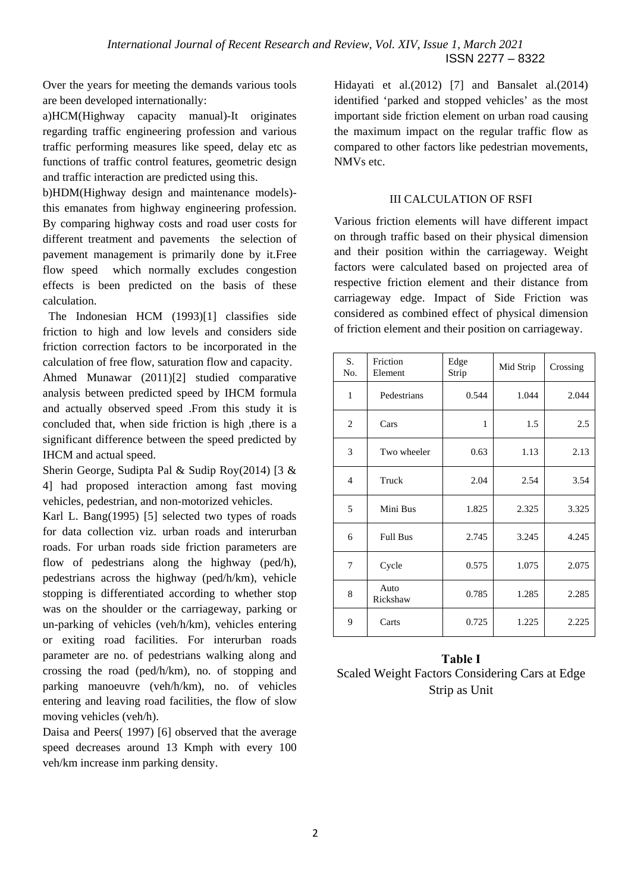Over the years for meeting the demands various tools are been developed internationally:

a)HCM(Highway capacity manual)-It originates regarding traffic engineering profession and various traffic performing measures like speed, delay etc as functions of traffic control features, geometric design and traffic interaction are predicted using this.

b)HDM(Highway design and maintenance models)- this emanates from highway engineering profession. By comparing highway costs and road user costs for different treatment and pavements the selection of pavement management is primarily done by it.Free flow speed which normally excludes congestion effects is been predicted on the basis of these calculation.

The Indonesian HCM (1993)[1] classifies side friction to high and low levels and considers side friction correction factors to be incorporated in the calculation of free flow, saturation flow and capacity.

Ahmed Munawar (2011)[2] studied comparative analysis between predicted speed by IHCM formula and actually observed speed .From this study it is concluded that, when side friction is high ,there is a significant difference between the speed predicted by IHCM and actual speed.

Sherin George, Sudipta Pal & Sudip Roy(2014) [3 & 4] had proposed interaction among fast moving vehicles, pedestrian, and non-motorized vehicles.

Karl L. Bang(1995) [5] selected two types of roads for data collection viz. urban roads and interurban roads. For urban roads side friction parameters are flow of pedestrians along the highway (ped/h), pedestrians across the highway (ped/h/km), vehicle stopping is differentiated according to whether stop was on the shoulder or the carriageway, parking or un-parking of vehicles (veh/h/km), vehicles entering or exiting road facilities. For interurban roads parameter are no. of pedestrians walking along and crossing the road (ped/h/km), no. of stopping and parking manoeuvre (veh/h/km), no. of vehicles entering and leaving road facilities, the flow of slow moving vehicles (veh/h).

Daisa and Peers( 1997) [6] observed that the average speed decreases around 13 Kmph with every 100 veh/km increase inm parking density.

Hidayati et al.(2012) [7] and Bansalet al.(2014) identified 'parked and stopped vehicles' as the most important side friction element on urban road causing the maximum impact on the regular traffic flow as compared to other factors like pedestrian movements, NMVs etc.

## III CALCULATION OF RSFI

Various friction elements will have different impact on through traffic based on their physical dimension and their position within the carriageway. Weight factors were calculated based on projected area of respective friction element and their distance from carriageway edge. Impact of Side Friction was considered as combined effect of physical dimension of friction element and their position on carriageway.

| S. No. | Friction Element | Edge Strip | Mid Strip | Crossing |
|---|---|---|---|---|
| 1 | Pedestrians | 0.544 | 1.044 | 2.044 |
| 2 | Cars | 1 | 1.5 | 2.5 |
| 3 | Two wheeler | 0.63 | 1.13 | 2.13 |
| 4 | Truck | 2.04 | 2.54 | 3.54 |
| 5 | Mini Bus | 1.825 | 2.325 | 3.325 |
| 6 | Full Bus | 2.745 | 3.245 | 4.245 |
| 7 | Cycle | 0.575 | 1.075 | 2.075 |
| 8 | Auto Rickshaw | 0.785 | 1.285 | 2.285 |
| 9 | Carts | 0.725 | 1.225 | 2.225 |

**Table I**

Scaled Weight Factors Considering Cars at Edge Strip as Unit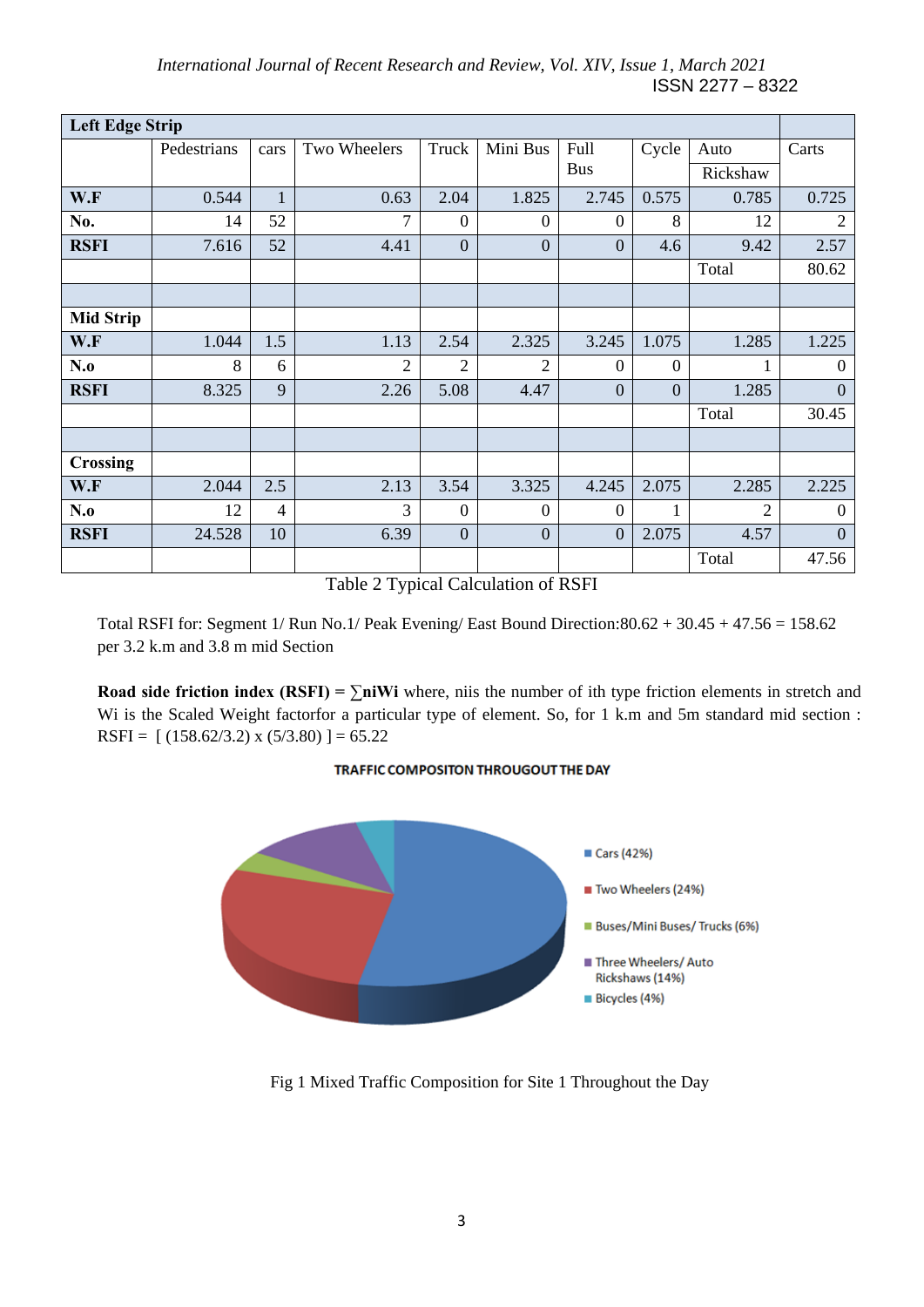| Left Edge Strip | | | | | | | | | |
|---|---|---|---|---|---|---|---|---|---|
| | Pedestrians | cars | Two Wheelers | Truck | Mini Bus | Full Bus | Cycle | Auto Rickshaw | Carts |
| **W.F** | 0.544 | 1 | 0.63 | 2.04 | 1.825 | 2.745 | 0.575 | 0.785 | 0.725 |
| **No.** | 14 | 52 | 7 | 0 | 0 | 0 | 8 | 12 | 2 |
| **RSFI** | 7.616 | 52 | 4.41 | 0 | 0 | 0 | 4.6 | 9.42 | 2.57 |
| | | | | | | | | Total | 80.62 |
| | | | | | | | | | |
| **Mid Strip** | | | | | | | | | |
| **W.F** | 1.044 | 1.5 | 1.13 | 2.54 | 2.325 | 3.245 | 1.075 | 1.285 | 1.225 |
| **N.o** | 8 | 6 | 2 | 2 | 2 | 0 | 0 | 1 | 0 |
| **RSFI** | 8.325 | 9 | 2.26 | 5.08 | 4.47 | 0 | 0 | 1.285 | 0 |
| | | | | | | | | Total | 30.45 |
| | | | | | | | | | |
| **Crossing** | | | | | | | | | |
| **W.F** | 2.044 | 2.5 | 2.13 | 3.54 | 3.325 | 4.245 | 2.075 | 2.285 | 2.225 |
| **N.o** | 12 | 4 | 3 | 0 | 0 | 0 | 1 | 2 | 0 |
| **RSFI** | 24.528 | 10 | 6.39 | 0 | 0 | 0 | 2.075 | 4.57 | 0 |
| | | | | | | | | Total | 47.56 |

Table 2 Typical Calculation of RSFI

Total RSFI for: Segment 1/ Run No.1/ Peak Evening/ East Bound Direction:80.62 + 30.45 + 47.56 = 158.62 per 3.2 k.m and 3.8 m mid Section

**Road side friction index (RSFI) = ∑niWi** where, niis the number of ith type friction elements in stretch and Wi is the Scaled Weight factorfor a particular type of element. So, for 1 k.m and 5m standard mid section : RSFI = [ (158.62/3.2) x (5/3.80) ] = 65.22

**TRAFFIC COMPOSITON THROUGOUT THE DAY**

- Cars (42%)
- Two Wheelers (24%)
- Buses/Mini Buses/ Trucks (6%)
- Three Wheelers/ Auto Rickshaws (14%)
- Bicycles (4%)

Fig 1 Mixed Traffic Composition for Site 1 Throughout the Day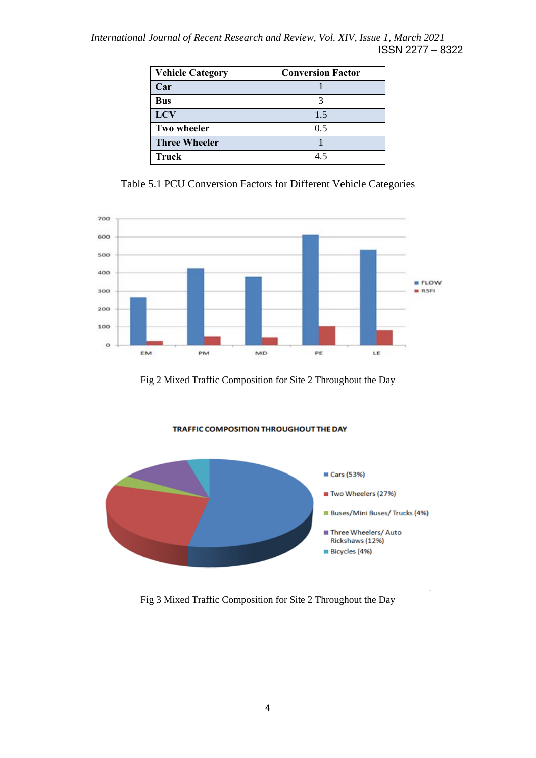| Vehicle Category | Conversion Factor |
| --- | --- |
| Car | 1 |
| Bus | 3 |
| LCV | 1.5 |
| Two wheeler | 0.5 |
| Three Wheeler | 1 |
| Truck | 4.5 |

Table 5.1 PCU Conversion Factors for Different Vehicle Categories

Fig 2 Mixed Traffic Composition for Site 2 Throughout the Day

Fig 3 Mixed Traffic Composition for Site 2 Throughout the Day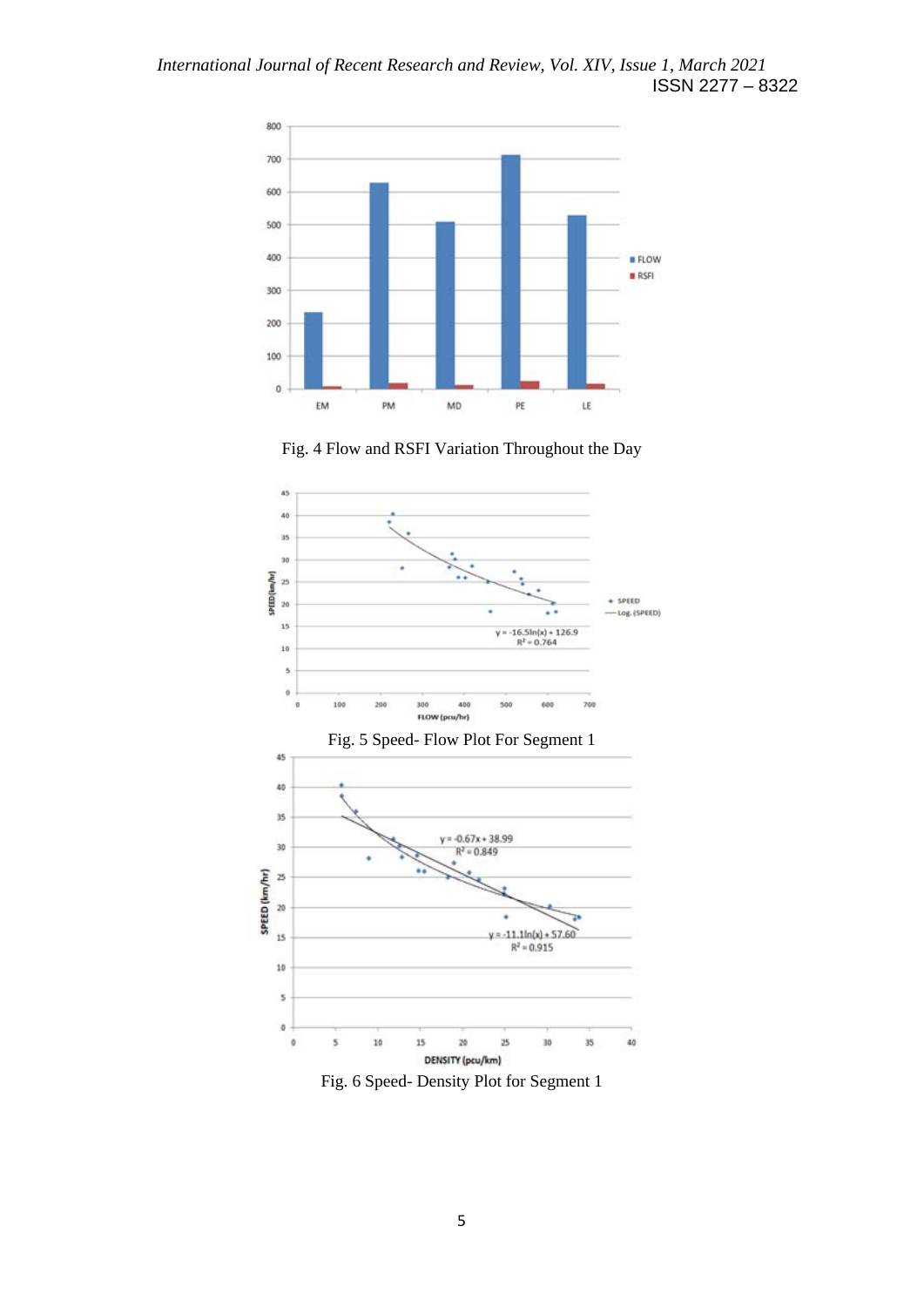Fig. 4 Flow and RSFI Variation Throughout the Day

Fig. 5 Speed- Flow Plot For Segment 1

Fig. 6 Speed- Density Plot for Segment 1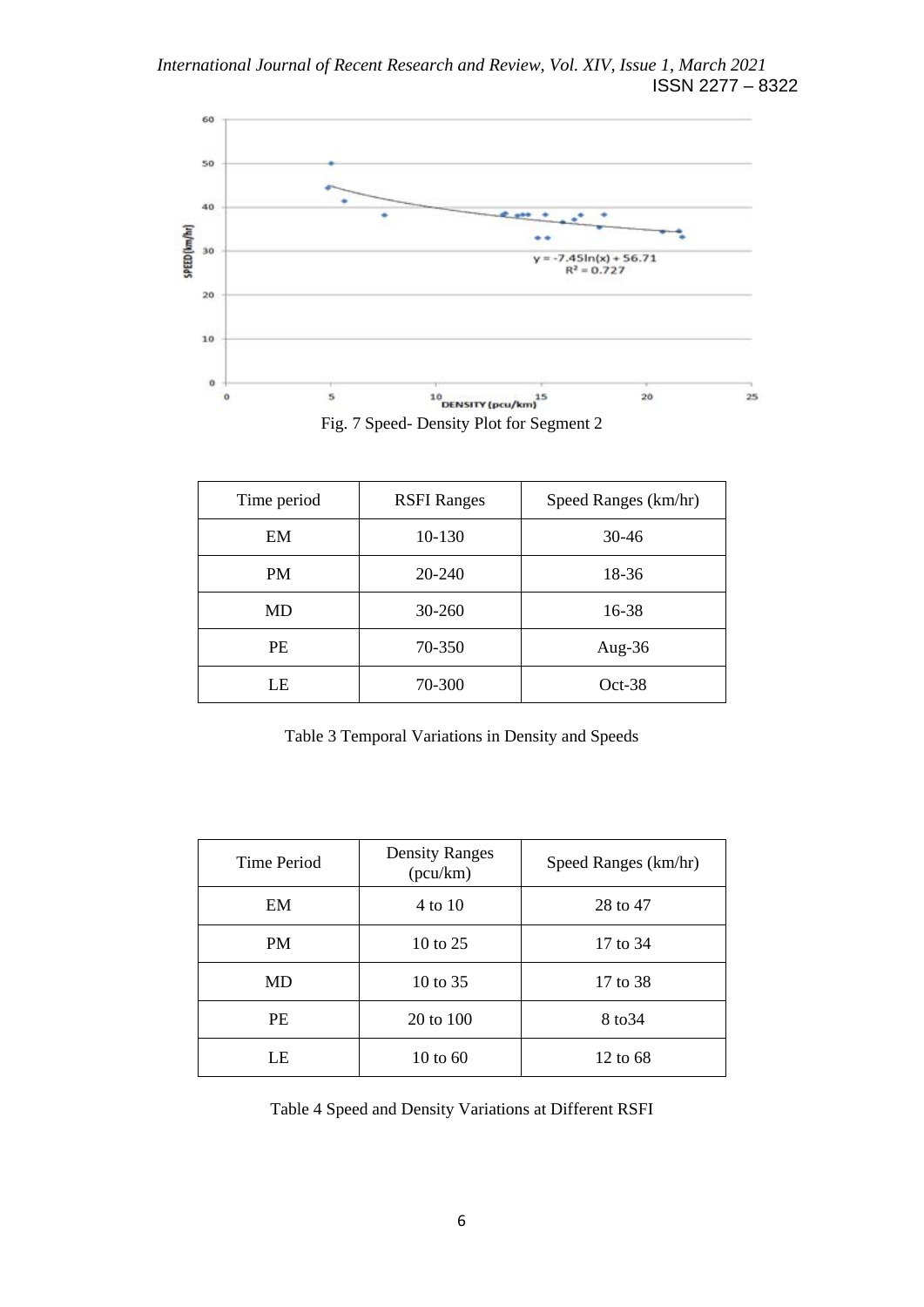Fig. 7 Speed- Density Plot for Segment 2

| Time period | RSFI Ranges | Speed Ranges (km/hr) |
|---|---|---|
| EM | 10-130 | 30-46 |
| PM | 20-240 | 18-36 |
| MD | 30-260 | 16-38 |
| PE | 70-350 | Aug-36 |
| LE | 70-300 | Oct-38 |

Table 3 Temporal Variations in Density and Speeds

| Time Period | Density Ranges (pcu/km) | Speed Ranges (km/hr) |
|---|---|---|
| EM | 4 to 10 | 28 to 47 |
| PM | 10 to 25 | 17 to 34 |
| MD | 10 to 35 | 17 to 38 |
| PE | 20 to 100 | 8 to34 |
| LE | 10 to 60 | 12 to 68 |

Table 4 Speed and Density Variations at Different RSFI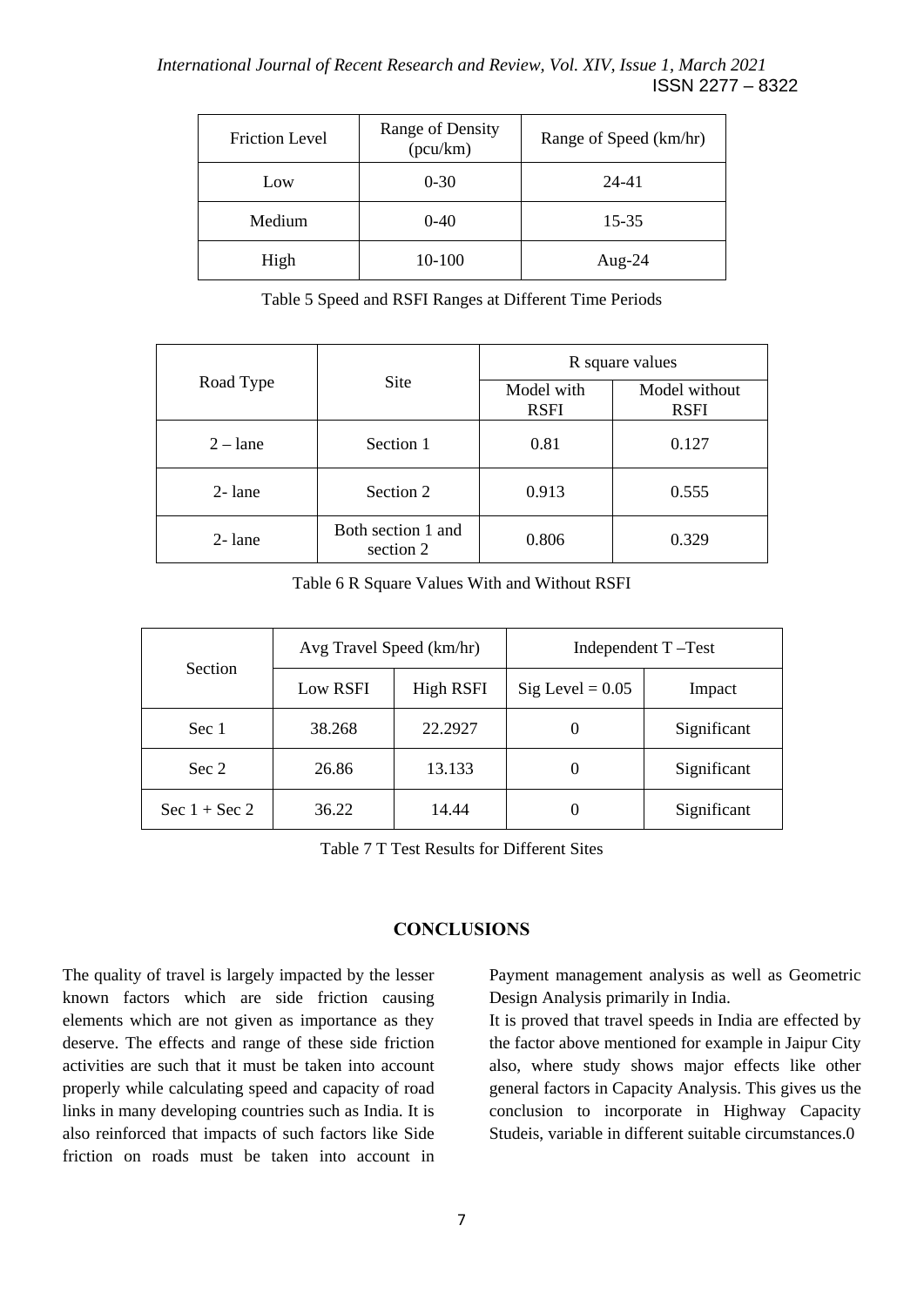| Friction Level | Range of Density (pcu/km) | Range of Speed (km/hr) |
|---|---|---|
| Low | 0-30 | 24-41 |
| Medium | 0-40 | 15-35 |
| High | 10-100 | Aug-24 |

Table 5 Speed and RSFI Ranges at Different Time Periods

| Road Type | Site | R square values | |
|---|---|---|---|
| | | Model with RSFI | Model without RSFI |
| 2 – lane | Section 1 | 0.81 | 0.127 |
| 2- lane | Section 2 | 0.913 | 0.555 |
| 2- lane | Both section 1 and section 2 | 0.806 | 0.329 |

Table 6 R Square Values With and Without RSFI

| Section | Avg Travel Speed (km/hr) | | Independent T –Test | |
|---|---|---|---|---|
| | Low RSFI | High RSFI | Sig Level = 0.05 | Impact |
| Sec 1 | 38.268 | 22.2927 | 0 | Significant |
| Sec 2 | 26.86 | 13.133 | 0 | Significant |
| Sec 1 + Sec 2 | 36.22 | 14.44 | 0 | Significant |

Table 7 T Test Results for Different Sites

## CONCLUSIONS

The quality of travel is largely impacted by the lesser known factors which are side friction causing elements which are not given as importance as they deserve. The effects and range of these side friction activities are such that it must be taken into account properly while calculating speed and capacity of road links in many developing countries such as India. It is also reinforced that impacts of such factors like Side friction on roads must be taken into account in Payment management analysis as well as Geometric Design Analysis primarily in India.

It is proved that travel speeds in India are effected by the factor above mentioned for example in Jaipur City also, where study shows major effects like other general factors in Capacity Analysis. This gives us the conclusion to incorporate in Highway Capacity Studeis, variable in different suitable circumstances.0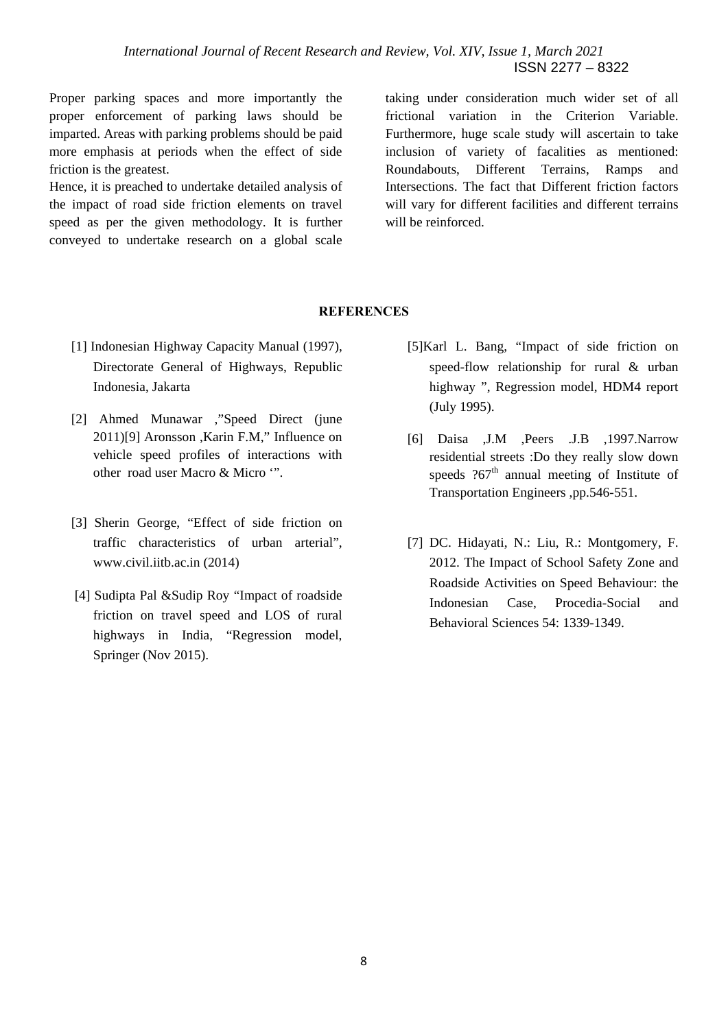Proper parking spaces and more importantly the proper enforcement of parking laws should be imparted. Areas with parking problems should be paid more emphasis at periods when the effect of side friction is the greatest.

Hence, it is preached to undertake detailed analysis of the impact of road side friction elements on travel speed as per the given methodology. It is further conveyed to undertake research on a global scale taking under consideration much wider set of all frictional variation in the Criterion Variable. Furthermore, huge scale study will ascertain to take inclusion of variety of facalities as mentioned: Roundabouts, Different Terrains, Ramps and Intersections. The fact that Different friction factors will vary for different facilities and different terrains will be reinforced.

## REFERENCES

[1] Indonesian Highway Capacity Manual (1997), Directorate General of Highways, Republic Indonesia, Jakarta

[2] Ahmed Munawar ,"Speed Direct (june 2011)[9] Aronsson ,Karin F.M," Influence on vehicle speed profiles of interactions with other road user Macro & Micro '".

[3] Sherin George, "Effect of side friction on traffic characteristics of urban arterial", www.civil.iitb.ac.in (2014)

[4] Sudipta Pal &Sudip Roy "Impact of roadside friction on travel speed and LOS of rural highways in India, "Regression model, Springer (Nov 2015).

[5]Karl L. Bang, "Impact of side friction on speed-flow relationship for rural & urban highway ", Regression model, HDM4 report (July 1995).

[6] Daisa ,J.M ,Peers .J.B ,1997.Narrow residential streets :Do they really slow down speeds ?67th annual meeting of Institute of Transportation Engineers ,pp.546-551.

[7] DC. Hidayati, N.: Liu, R.: Montgomery, F. 2012. The Impact of School Safety Zone and Roadside Activities on Speed Behaviour: the Indonesian Case, Procedia-Social and Behavioral Sciences 54: 1339-1349.